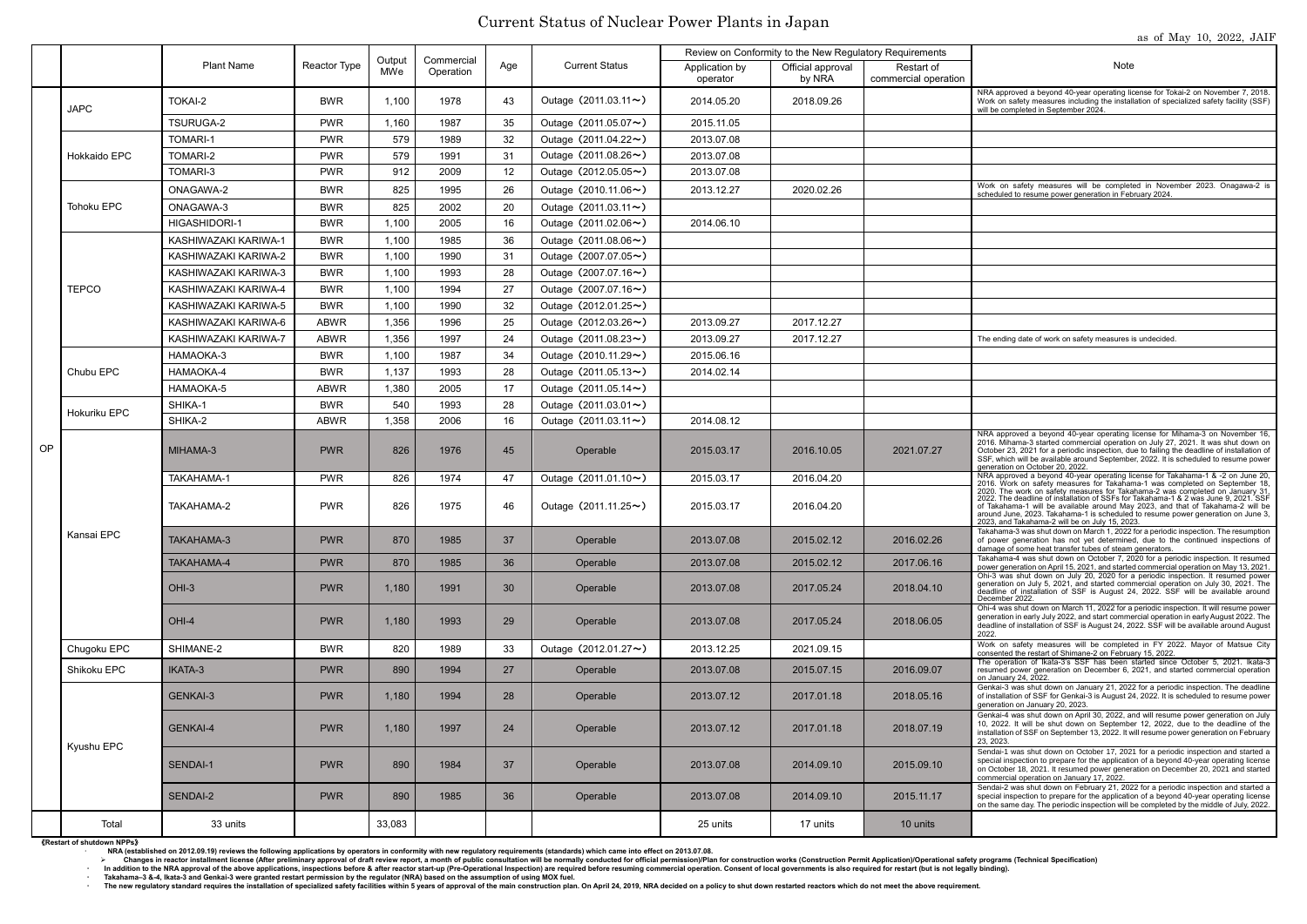# Current Status of Nuclear Power Plants in Japan

as of May 10, 2022, JAIF

| | | Plant Name | Reactor Type | Output MWe | Commercial Operation | Age | Current Status | Review on Conformity to the New Regulatory Requirements | | | Note |
|---|---|---|---|---|---|---|---|---|---|---|---|
| | | | | | | | | Application by operator | Official approval by NRA | Restart of commercial operation | |
| OP | JAPC | TOKAI-2 | BWR | 1,100 | 1978 | 43 | Outage（2011.03.11～） | 2014.05.20 | 2018.09.26 | | NRA approved a beyond 40-year operating license for Tokai-2 on November 7, 2018. Work on safety measures including the installation of specialized safety facility (SSF) will be completed in September 2024. |
| | | TSURUGA-2 | BWR | 1,160 | 1987 | 35 | Outage（2011.05.07～） | 2015.11.05 | | | |
| | Hokkaido EPC | TOMARI-1 | PWR | 579 | 1989 | 32 | Outage（2011.04.22～） | 2013.07.08 | | | |
| | | TOMARI-2 | PWR | 579 | 1991 | 31 | Outage（2011.08.26～） | 2013.07.08 | | | |
| | | TOMARI-3 | PWR | 912 | 2009 | 12 | Outage（2012.05.05～） | 2013.07.08 | | | |
| | Tohoku EPC | ONAGAWA-2 | BWR | 825 | 1995 | 26 | Outage（2010.11.06～） | 2013.12.27 | 2020.02.26 | | Work on safety measures will be completed in November 2023. Onagawa-2 is scheduled to resume power generation in February 2024. |
| | | ONAGAWA-3 | BWR | 825 | 2002 | 20 | Outage（2011.03.11～） | | | | |
| | | HIGASHIDORI-1 | BWR | 1,100 | 2005 | 16 | Outage（2011.02.06～） | 2014.06.10 | | | |
| | TEPCO | KASHIWAZAKI KARIWA-1 | BWR | 1,100 | 1985 | 36 | Outage（2011.08.06～） | | | | |
| | | KASHIWAZAKI KARIWA-2 | BWR | 1,100 | 1990 | 31 | Outage（2007.07.05～） | | | | |
| | | KASHIWAZAKI KARIWA-3 | BWR | 1,100 | 1993 | 28 | Outage（2007.07.16～） | | | | |
| | | KASHIWAZAKI KARIWA-4 | BWR | 1,100 | 1994 | 27 | Outage（2007.07.16～） | | | | |
| | | KASHIWAZAKI KARIWA-5 | BWR | 1,100 | 1990 | 32 | Outage（2012.01.25～） | | | | |
| | | KASHIWAZAKI KARIWA-6 | ABWR | 1,356 | 1996 | 25 | Outage（2012.03.26～） | 2013.09.27 | 2017.12.27 | | |
| | | KASHIWAZAKI KARIWA-7 | ABWR | 1,356 | 1997 | 24 | Outage（2011.08.23～） | 2013.09.27 | 2017.12.27 | | The ending date of work on safety measures is undecided. |
| | Chubu EPC | HAMAOKA-3 | BWR | 1,100 | 1987 | 34 | Outage（2010.11.29～） | 2015.06.16 | | | |
| | | HAMAOKA-4 | BWR | 1,137 | 1993 | 28 | Outage（2011.05.13～） | 2014.02.14 | | | |
| | | HAMAOKA-5 | ABWR | 1,380 | 2005 | 17 | Outage（2011.05.14～） | | | | |
| | Hokuriku EPC | SHIKA-1 | BWR | 540 | 1993 | 28 | Outage（2011.03.01～） | | | | |
| | | SHIKA-2 | ABWR | 1,358 | 2006 | 16 | Outage（2011.03.11～） | 2014.08.12 | | | |
| | Kansai EPC | MIHAMA-3 | PWR | 826 | 1976 | 45 | Operable | 2015.03.17 | 2016.10.05 | 2021.07.27 | NRA approved a beyond 40-year operating license for Mihama-3 on November 16, 2016. Mihama-3 started commercial operation on July 27, 2021. It was shut down on October 23, 2021 for a periodic inspection, due to failing the deadline of installation of SSF, which will be available around September, 2022. It is scheduled to resume power generation on October 20, 2022. |
| | | TAKAHAMA-1 | PWR | 826 | 1974 | 47 | Outage（2011.01.10～） | 2015.03.17 | 2016.04.20 | | NRA approved a beyond 40-year operating license for Takahama-1 & -2 on June 20, 2016. Work on safety measures for Takahama-1 was completed on September 18, 2020. The work on safety measures for Takahama-2 was completed on January 31, 2022. The deadline of installation of SSFs for Takahama-1 & 2 was June 9, 2021. SSF of Takahama-1 will be available around May 2023, and that of Takahama-2 will be around June, 2023. Takahama-1 is scheduled to resume power generation on June 3, 2023, and Takahama-2 will be on July 15, 2023. |
| | | TAKAHAMA-2 | PWR | 826 | 1975 | 46 | Outage（2011.11.25～） | 2015.03.17 | 2016.04.20 | | |
| | | TAKAHAMA-3 | PWR | 870 | 1985 | 37 | Operable | 2013.07.08 | 2015.02.12 | 2016.02.26 | Takahama-3 was shut down on March 1, 2022 for a periodic inspection. The resumption of power generation has not yet determined, due to the continued inspections of damage of some heat transfer tubes of steam generators. |
| | | TAKAHAMA-4 | PWR | 870 | 1985 | 36 | Operable | 2013.07.08 | 2015.02.12 | 2017.06.16 | Takahama-4 was shut down on October 7, 2020 for a periodic inspection. It resumed power generation on April 15, 2021, and started commercial operation on May 13, 2021. |
| | | OHI-3 | PWR | 1,180 | 1991 | 30 | Operable | 2013.07.08 | 2017.05.24 | 2018.04.10 | Ohi-3 was shut down on July 20, 2020 for a periodic inspection. It resumed power generation on July 5, 2021, and started commercial operation on July 30, 2021. The deadline of installation of SSF is August 24, 2022. SSF will be available around December 2022. |
| | | OHI-4 | PWR | 1,180 | 1993 | 29 | Operable | 2013.07.08 | 2017.05.24 | 2018.06.05 | Ohi-4 was shut down on March 11, 2022 for a periodic inspection. It will resume power generation in early July 2022, and start commercial operation in early August 2022. The deadline of installation of SSF is August 24, 2022. SSF will be available around August 2022. |
| | Chugoku EPC | SHIMANE-2 | BWR | 820 | 1989 | 33 | Outage（2012.01.27～） | 2013.12.25 | 2021.09.15 | | Work on safety measures will be completed in FY 2022. Mayor of Matsue City consented the restart of Shimane-2 on February 15, 2022. |
| | Shikoku EPC | IKATA-3 | PWR | 890 | 1994 | 27 | Operable | 2013.07.08 | 2015.07.15 | 2016.09.07 | The operation of Ikata-3's SSF has been started since October 5, 2021. Ikata-3 resumed power generation on December 6, 2021, and started commercial operation on January 24, 2022. |
| | Kyushu EPC | GENKAI-3 | PWR | 1,180 | 1994 | 28 | Operable | 2013.07.12 | 2017.01.18 | 2018.05.16 | Genkai-3 was shut down on January 21, 2022 for a periodic inspection. The deadline of installation of SSF for Genkai-3 is August 24, 2022. It is scheduled to resume power generation on January 20, 2023. |
| | | GENKAI-4 | PWR | 1,180 | 1997 | 24 | Operable | 2013.07.12 | 2017.01.18 | 2018.07.19 | Genkai-4 was shut down on April 30, 2022, and will resume power generation on July 10, 2022. It will be shut down on September 12, 2022, due to the deadline of the installation of SSF on September 13, 2022. It will resume power generation on February 23, 2023. |
| | | SENDAI-1 | PWR | 890 | 1984 | 37 | Operable | 2013.07.08 | 2014.09.10 | 2015.09.10 | Sendai-1 was shut down on October 17, 2021 for a periodic inspection and started a special inspection to prepare for the application of a beyond 40-year operating license on October 18, 2021. It resumed power generation on December 20, 2021 and started commercial operation on January 17, 2022. |
| | | SENDAI-2 | PWR | 890 | 1985 | 36 | Operable | 2013.07.08 | 2014.09.10 | 2015.11.17 | Sendai-2 was shut down on February 21, 2022 for a periodic inspection and started a special inspection to prepare for the application of a beyond 40-year operating license on the same day. The periodic inspection will be completed by the middle of July, 2022. |
| | Total | 33 units | | 33,083 | | | | 25 units | 17 units | 10 units | |

《Restart of shutdown NPPs》

- NRA (established on 2012.09.19) reviews the following applications by operators in conformity with new regulatory requirements (standards) which came into effect on 2013.07.08.
  - Changes in reactor installment license (After preliminary approval of draft review report, a month of public consultation will be normally conducted for official permission)/Plan for construction works (Construction Permit Application)/Operational safety programs (Technical Specification)
- In addition to the NRA approval of the above applications, inspections before & after reactor start-up (Pre-Operational Inspection) are required before resuming commercial operation. Consent of local governments is also required for restart (but is not legally binding).
- Takahama–3 &-4, Ikata-3 and Genkai-3 were granted restart permission by the regulator (NRA) based on the assumption of using MOX fuel.
- The new regulatory standard requires the installation of specialized safety facilities within 5 years of approval of the main construction plan. On April 24, 2019, NRA decided on a policy to shut down restarted reactors which do not meet the above requirement.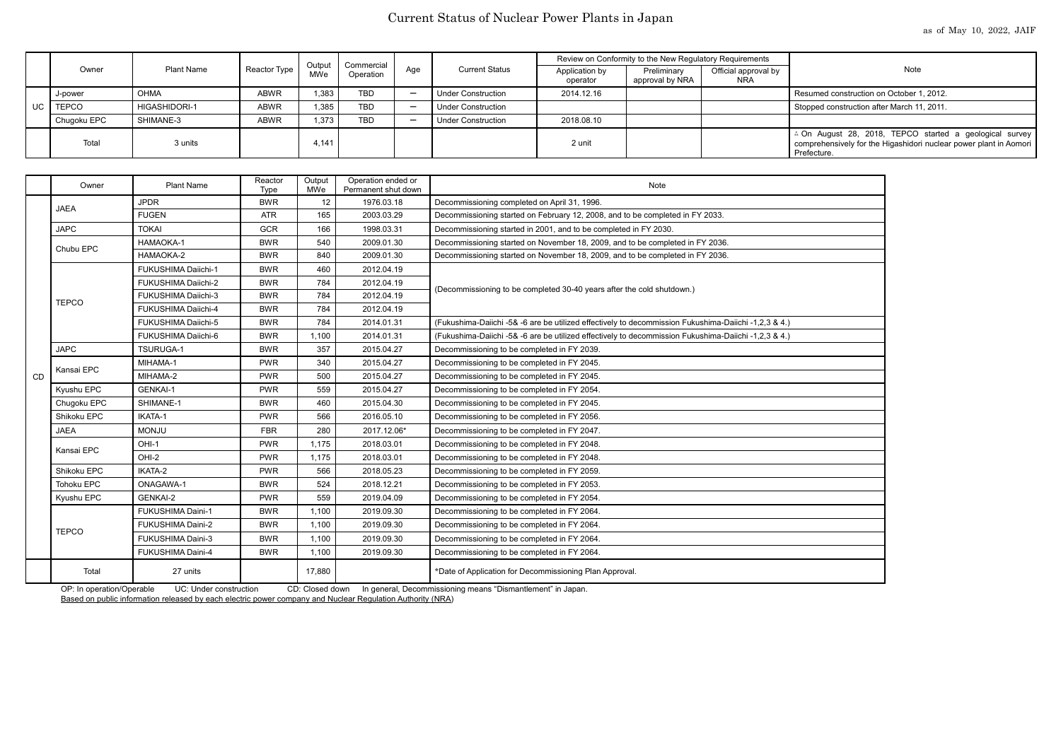# Current Status of Nuclear Power Plants in Japan

as of May 10, 2022, JAIF

| | Owner | Plant Name | Reactor Type | Output MWe | Commercial Operation | Age | Current Status | Review on Conformity to the New Regulatory Requirements | | | Note |
|---|---|---|---|---|---|---|---|---|---|---|---|
| | | | | | | | | Application by operator | Preliminary approval by NRA | Official approval by NRA | |
| UC | J-power | OHMA | ABWR | 1,383 | TBD | — | Under Construction | 2014.12.16 | | | Resumed construction on October 1, 2012. |
| | TEPCO | HIGASHIDORI-1 | ABWR | 1,385 | TBD | — | Under Construction | | | | Stopped construction after March 11, 2011. |
| | Chugoku EPC | SHIMANE-3 | ABWR | 1,373 | TBD | — | Under Construction | 2018.08.10 | | | |
| | Total | 3 units | | 4,141 | | | | 2 unit | | | ※On August 28, 2018, TEPCO started a geological survey comprehensively for the Higashidori nuclear power plant in Aomori Prefecture. |

| | Owner | Plant Name | Reactor Type | Output MWe | Operation ended or Permanent shut down | Note |
|---|---|---|---|---|---|---|
| CD | JAEA | JPDR | BWR | 12 | 1976.03.18 | Decommissioning completed on April 31, 1996. |
| | | FUGEN | ATR | 165 | 2003.03.29 | Decommissioning started on February 12, 2008, and to be completed in FY 2033. |
| | JAPC | TOKAI | GCR | 166 | 1998.03.31 | Decommissioning started in 2001, and to be completed in FY 2030. |
| | Chubu EPC | HAMAOKA-1 | BWR | 540 | 2009.01.30 | Decommissioning started on November 18, 2009, and to be completed in FY 2036. |
| | | HAMAOKA-2 | BWR | 840 | 2009.01.30 | Decommissioning started on November 18, 2009, and to be completed in FY 2036. |
| | TEPCO | FUKUSHIMA Daiichi-1 | BWR | 460 | 2012.04.19 | (Decommissioning to be completed 30-40 years after the cold shutdown.) |
| | | FUKUSHIMA Daiichi-2 | BWR | 784 | 2012.04.19 | |
| | | FUKUSHIMA Daiichi-3 | BWR | 784 | 2012.04.19 | |
| | | FUKUSHIMA Daiichi-4 | BWR | 784 | 2012.04.19 | |
| | | FUKUSHIMA Daiichi-5 | BWR | 784 | 2014.01.31 | (Fukushima-Daiichi -5& -6 are be utilized effectively to decommission Fukushima-Daiichi -1,2,3 & 4.) |
| | | FUKUSHIMA Daiichi-6 | BWR | 1,100 | 2014.01.31 | (Fukushima-Daiichi -5& -6 are be utilized effectively to decommission Fukushima-Daiichi -1,2,3 & 4.) |
| | JAPC | TSURUGA-1 | BWR | 357 | 2015.04.27 | Decommissioning to be completed in FY 2039. |
| | Kansai EPC | MIHAMA-1 | PWR | 340 | 2015.04.27 | Decommissioning to be completed in FY 2045. |
| | | MIHAMA-2 | PWR | 500 | 2015.04.27 | Decommissioning to be completed in FY 2045. |
| | Kyushu EPC | GENKAI-1 | PWR | 559 | 2015.04.27 | Decommissioning to be completed in FY 2054. |
| | Chugoku EPC | SHIMANE-1 | BWR | 460 | 2015.04.30 | Decommissioning to be completed in FY 2045. |
| | Shikoku EPC | IKATA-1 | PWR | 566 | 2016.05.10 | Decommissioning to be completed in FY 2056. |
| | JAEA | MONJU | FBR | 280 | 2017.12.06* | Decommissioning to be completed in FY 2047. |
| | Kansai EPC | OHI-1 | PWR | 1,175 | 2018.03.01 | Decommissioning to be completed in FY 2048. |
| | | OHI-2 | PWR | 1,175 | 2018.03.01 | Decommissioning to be completed in FY 2048. |
| | Shikoku EPC | IKATA-2 | PWR | 566 | 2018.05.23 | Decommissioning to be completed in FY 2059. |
| | Tohoku EPC | ONAGAWA-1 | BWR | 524 | 2018.12.21 | Decommissioning to be completed in FY 2053. |
| | Kyushu EPC | GENKAI-2 | PWR | 559 | 2019.04.09 | Decommissioning to be completed in FY 2054. |
| | TEPCO | FUKUSHIMA Daini-1 | BWR | 1,100 | 2019.09.30 | Decommissioning to be completed in FY 2064. |
| | | FUKUSHIMA Daini-2 | BWR | 1,100 | 2019.09.30 | Decommissioning to be completed in FY 2064. |
| | | FUKUSHIMA Daini-3 | BWR | 1,100 | 2019.09.30 | Decommissioning to be completed in FY 2064. |
| | | FUKUSHIMA Daini-4 | BWR | 1,100 | 2019.09.30 | Decommissioning to be completed in FY 2064. |
| | Total | 27 units | | 17,880 | | *Date of Application for Decommissioning Plan Approval. |

OP: In operation/Operable UC: Under construction CD: Closed down In general, Decommissioning means "Dismantlement" in Japan.

Based on public information released by each electric power company and Nuclear Regulation Authority (NRA)